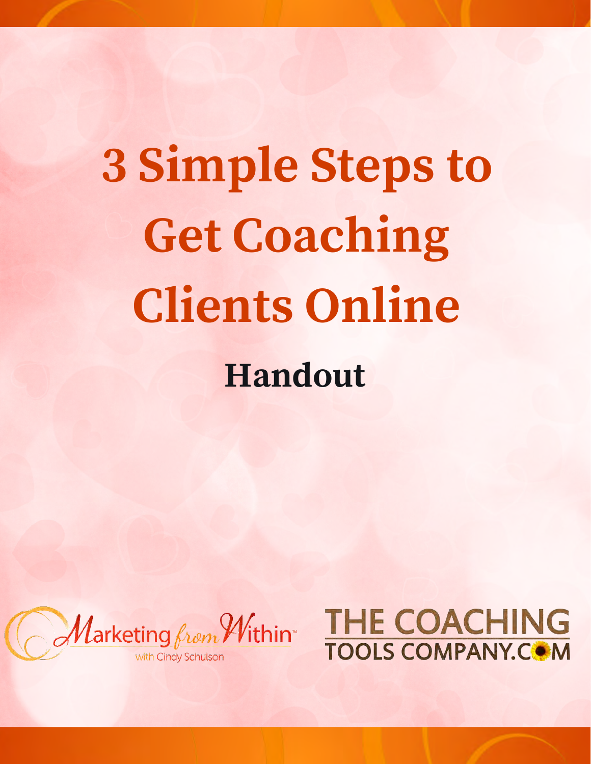# 3 Simple Steps to Get Coaching Clients Online

## Handout

Marketing from Within™
with Cindy Schulson

THE COACHING TOOLS COMPANY.COM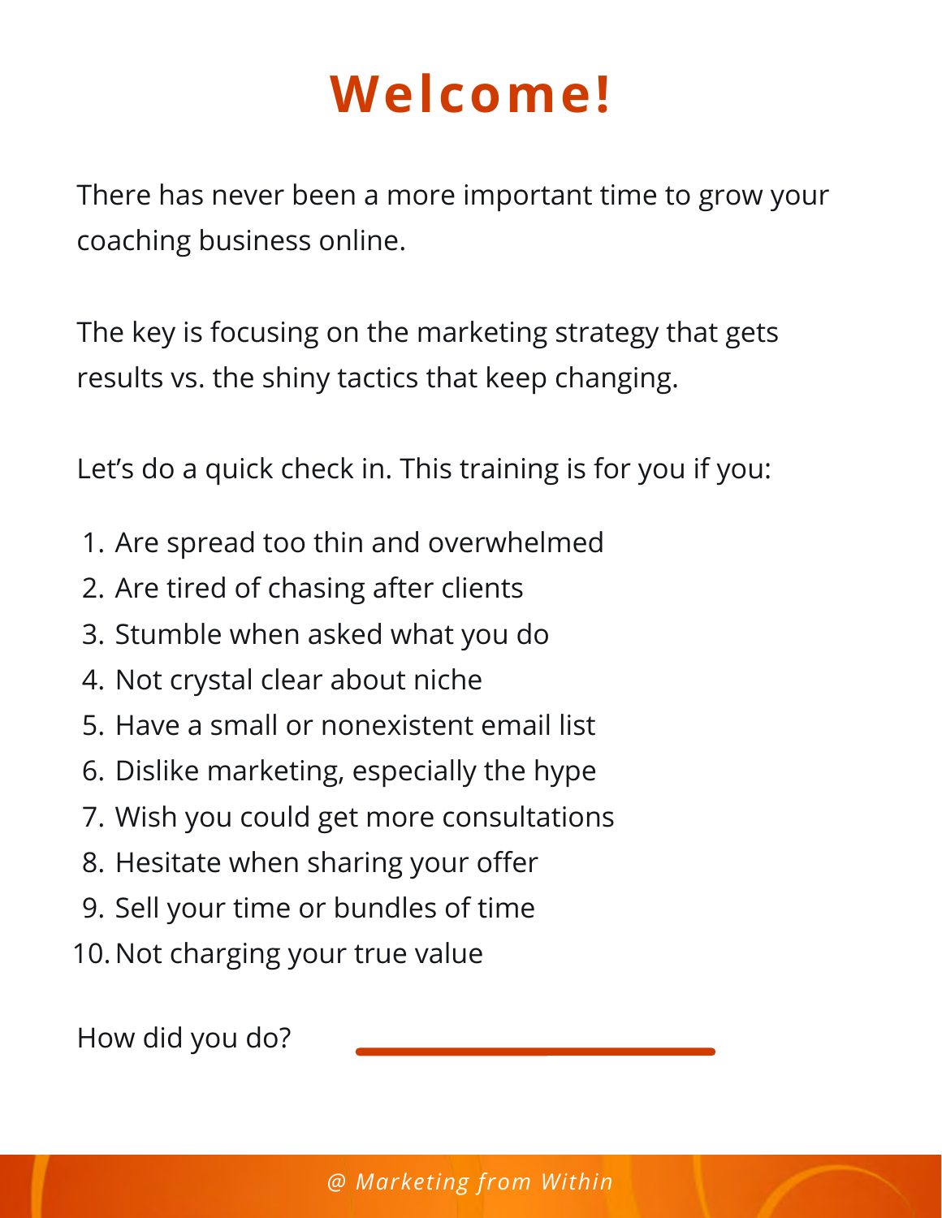# Welcome!

There has never been a more important time to grow your coaching business online.

The key is focusing on the marketing strategy that gets results vs. the shiny tactics that keep changing.

Let's do a quick check in. This training is for you if you:

1. Are spread too thin and overwhelmed
2. Are tired of chasing after clients
3. Stumble when asked what you do
4. Not crystal clear about niche
5. Have a small or nonexistent email list
6. Dislike marketing, especially the hype
7. Wish you could get more consultations
8. Hesitate when sharing your offer
9. Sell your time or bundles of time
10. Not charging your true value

How did you do? ______________________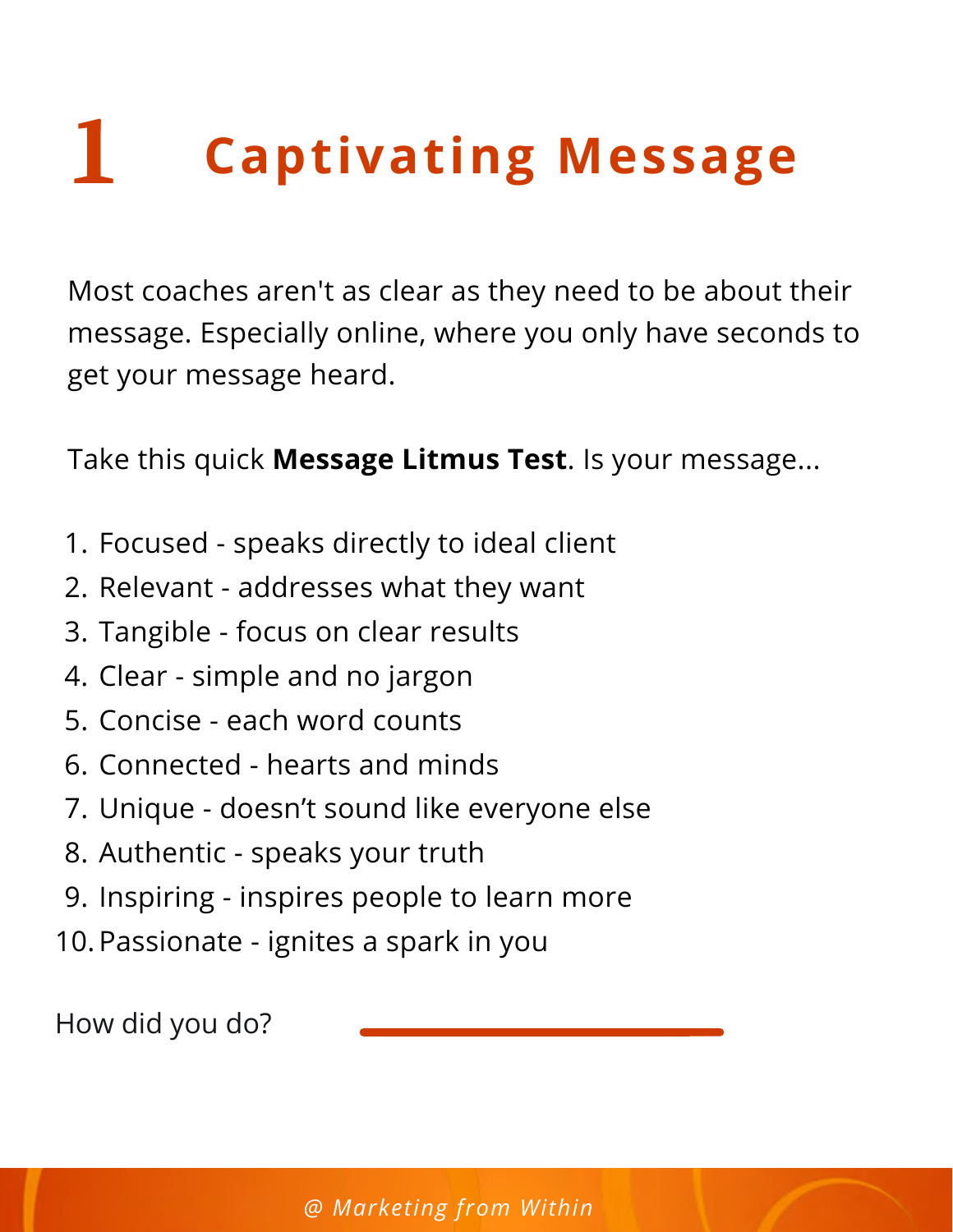# 1 Captivating Message

Most coaches aren't as clear as they need to be about their message. Especially online, where you only have seconds to get your message heard.

Take this quick **Message Litmus Test**. Is your message...

1. Focused - speaks directly to ideal client
2. Relevant - addresses what they want
3. Tangible - focus on clear results
4. Clear - simple and no jargon
5. Concise - each word counts
6. Connected - hearts and minds
7. Unique - doesn't sound like everyone else
8. Authentic - speaks your truth
9. Inspiring - inspires people to learn more
10. Passionate - ignites a spark in you

How did you do? ______________________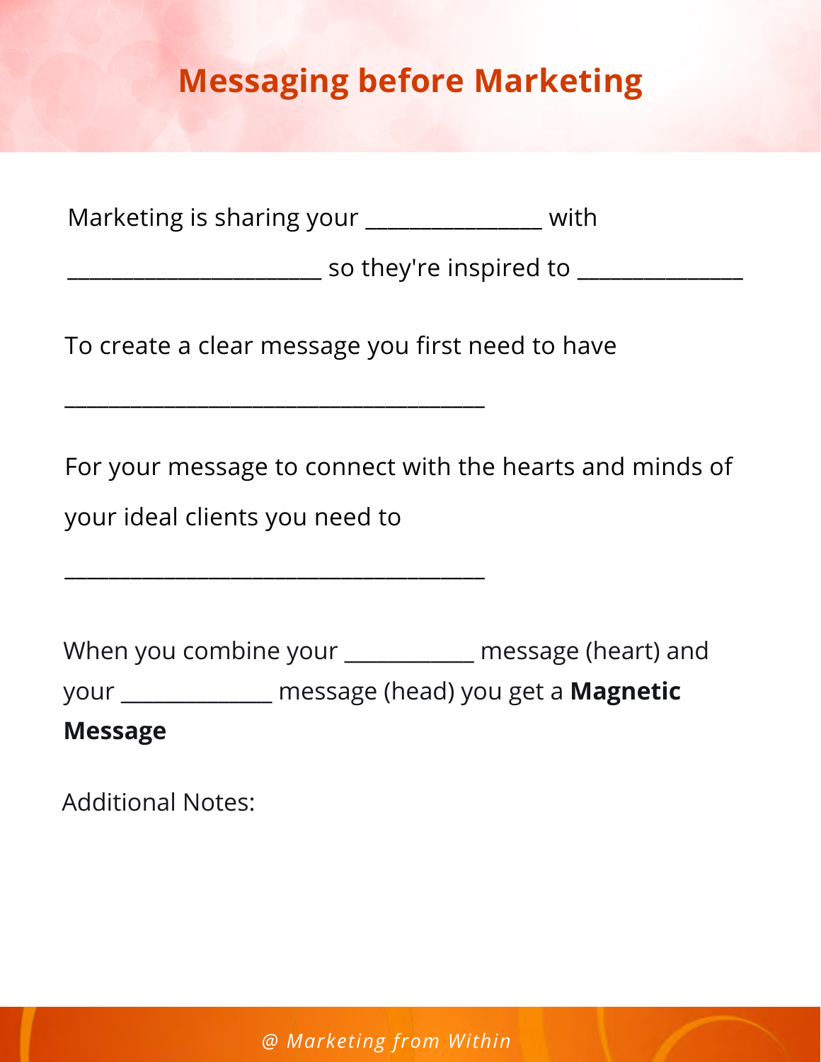# Messaging before Marketing

Marketing is sharing your _______________ with _____________________ so they're inspired to ______________

To create a clear message you first need to have

____________________________________

For your message to connect with the hearts and minds of your ideal clients you need to

____________________________________

When you combine your ___________ message (heart) and your _____________ message (head) you get a **Magnetic Message**

Additional Notes: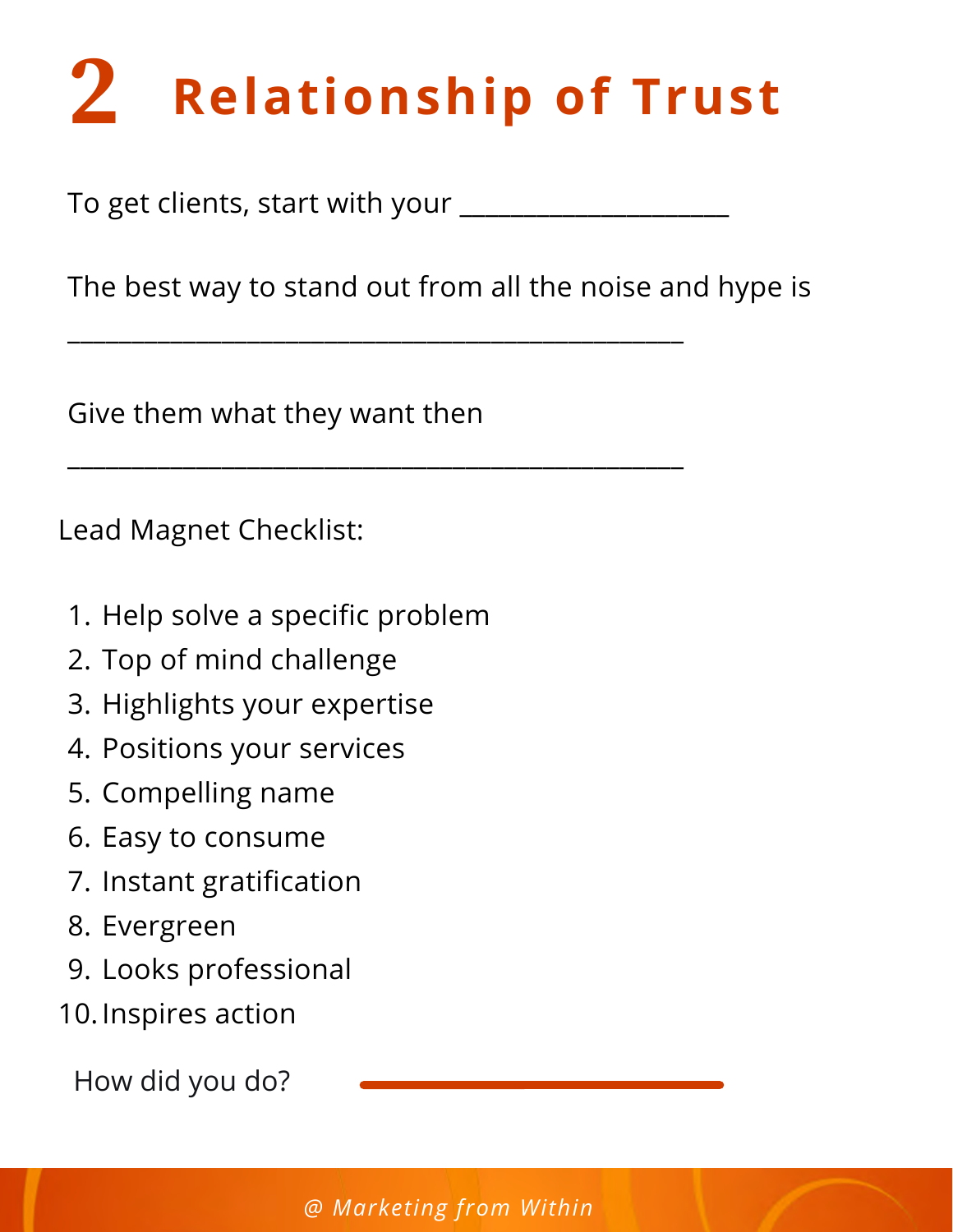# 2 Relationship of Trust

To get clients, start with your ____________________

The best way to stand out from all the noise and hype is

______________________________________________

Give them what they want then

______________________________________________

Lead Magnet Checklist:

1. Help solve a specific problem
2. Top of mind challenge
3. Highlights your expertise
4. Positions your services
5. Compelling name
6. Easy to consume
7. Instant gratification
8. Evergreen
9. Looks professional
10. Inspires action

How did you do? ____________________________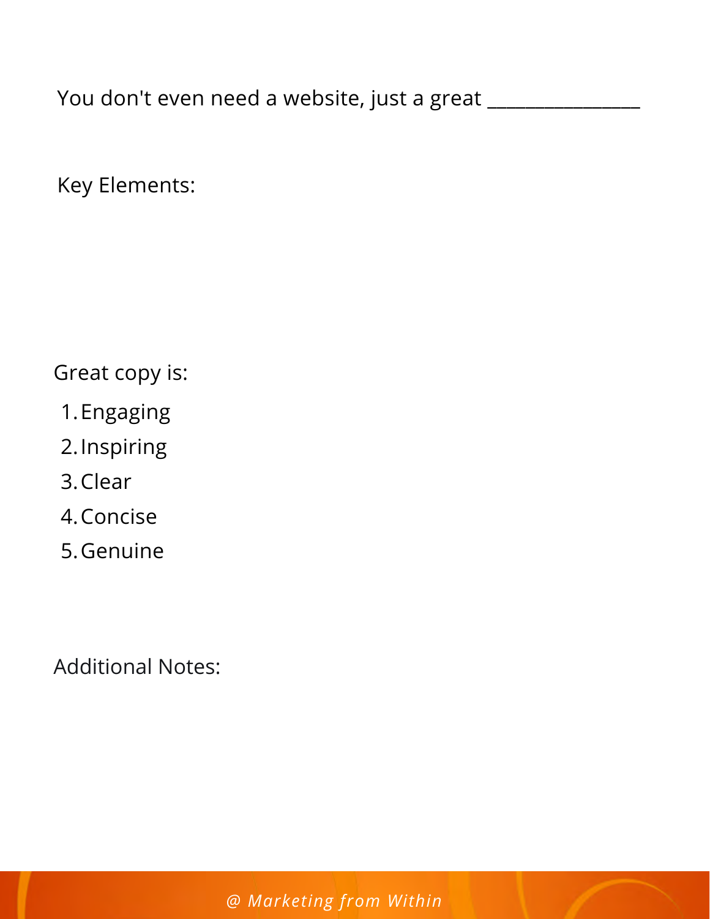You don't even need a website, just a great ________________

Key Elements:

Great copy is:

1. Engaging
2. Inspiring
3. Clear
4. Concise
5. Genuine

Additional Notes: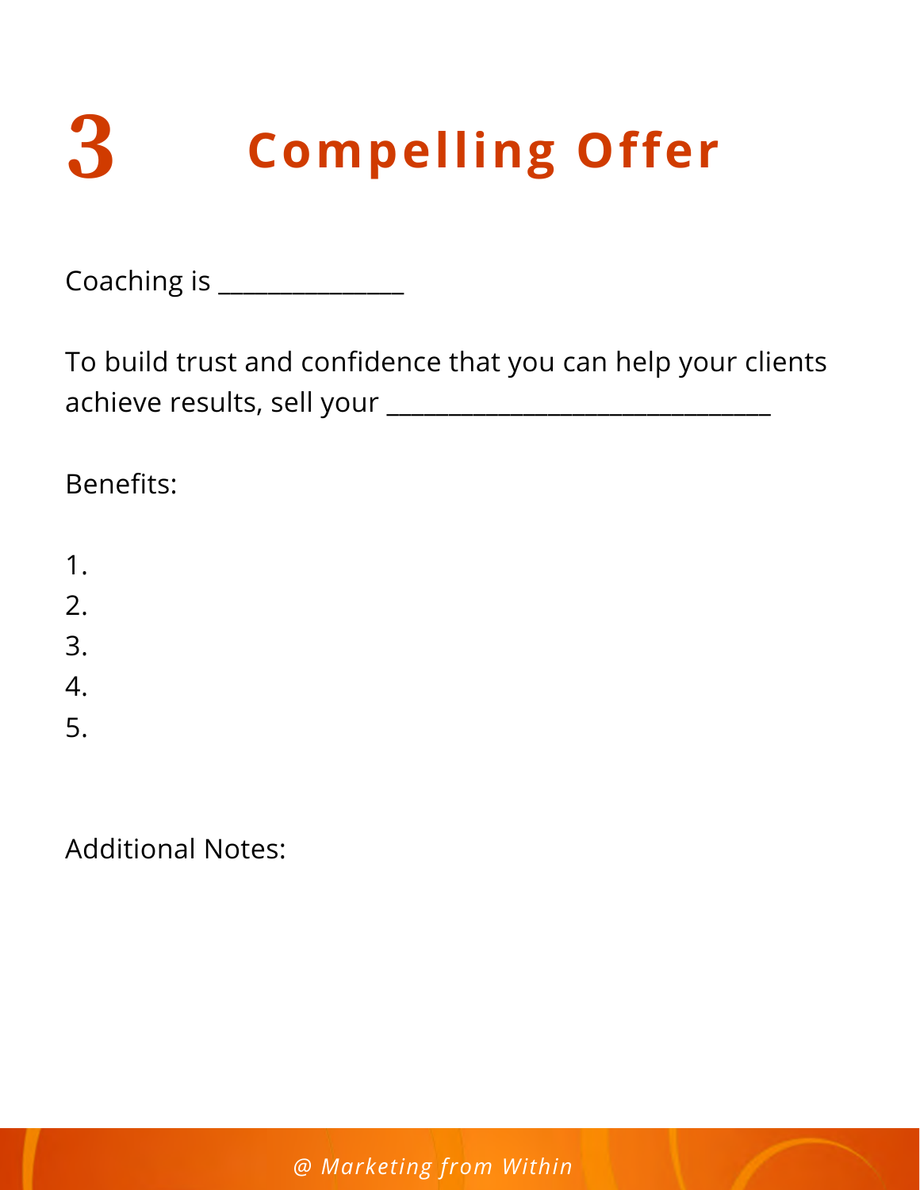# 3 Compelling Offer

Coaching is ______________

To build trust and confidence that you can help your clients achieve results, sell your ______________________________

Benefits:

1.
2.
3.
4.
5.

Additional Notes: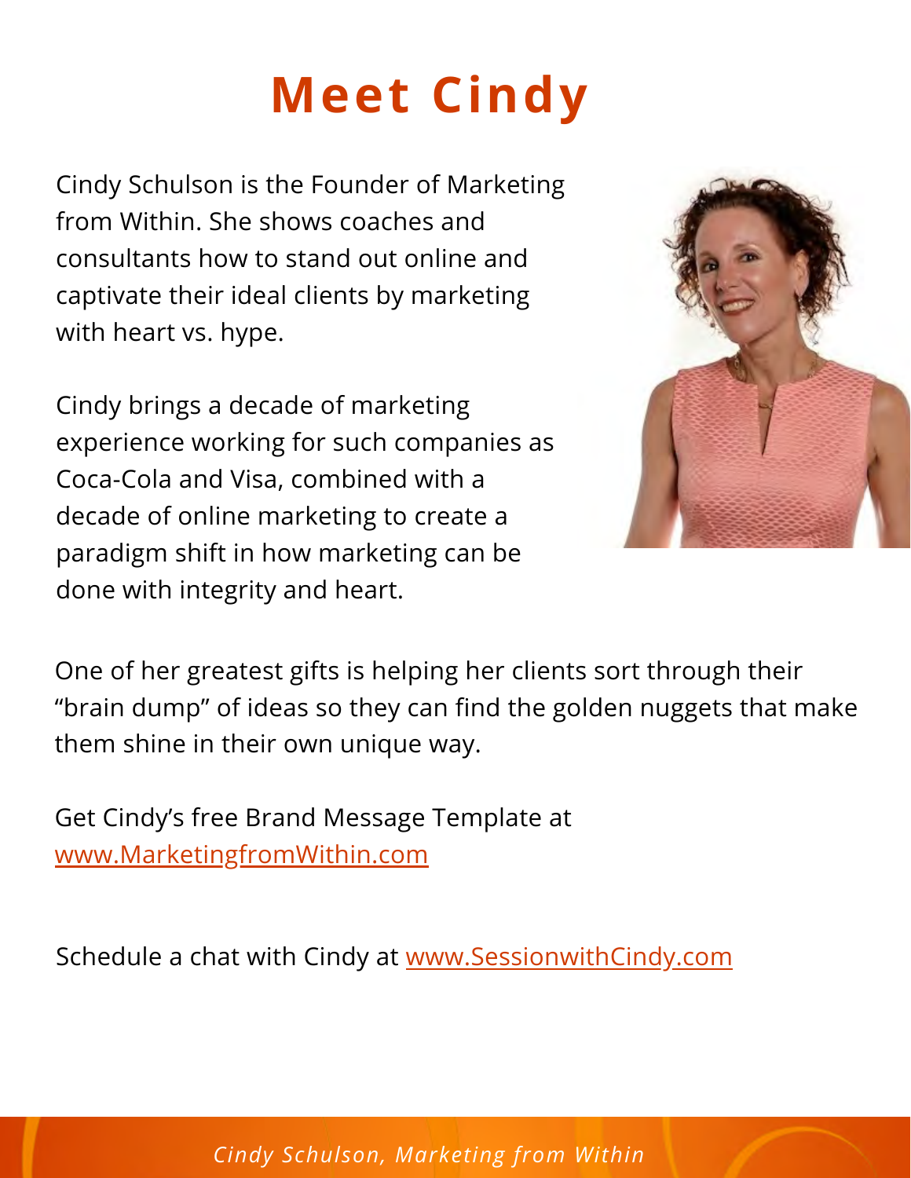# Meet Cindy

Cindy Schulson is the Founder of Marketing from Within. She shows coaches and consultants how to stand out online and captivate their ideal clients by marketing with heart vs. hype.

Cindy brings a decade of marketing experience working for such companies as Coca-Cola and Visa, combined with a decade of online marketing to create a paradigm shift in how marketing can be done with integrity and heart.

One of her greatest gifts is helping her clients sort through their "brain dump" of ideas so they can find the golden nuggets that make them shine in their own unique way.

Get Cindy's free Brand Message Template at [www.MarketingfromWithin.com](http://www.MarketingfromWithin.com)

Schedule a chat with Cindy at [www.SessionwithCindy.com](http://www.SessionwithCindy.com)